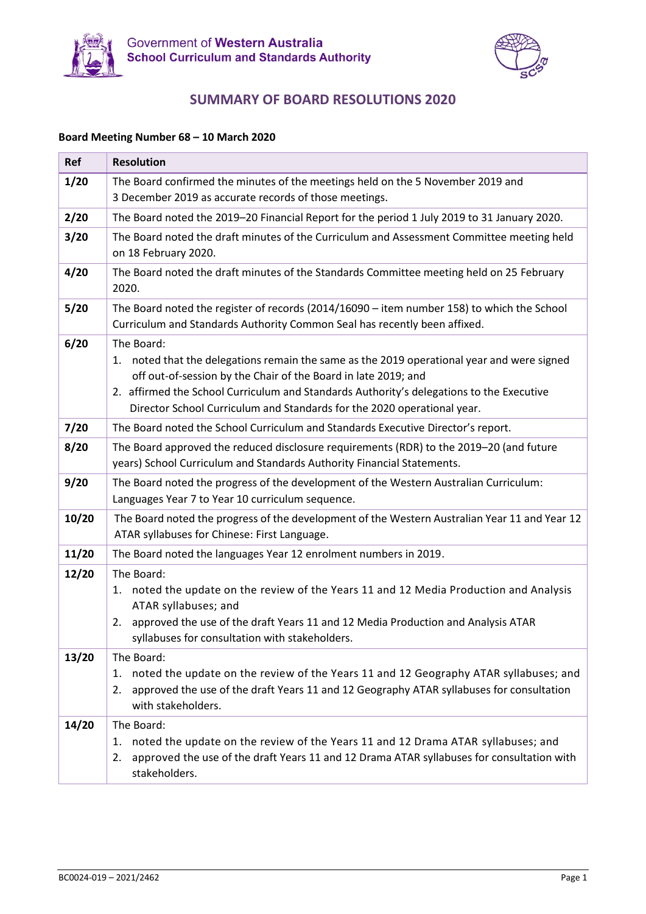Government of **Western Australia**
**School Curriculum and Standards Authority**

# SUMMARY OF BOARD RESOLUTIONS 2020

**Board Meeting Number 68 – 10 March 2020**

| Ref | Resolution |
|---|---|
| **1/20** | The Board confirmed the minutes of the meetings held on the 5 November 2019 and 3 December 2019 as accurate records of those meetings. |
| **2/20** | The Board noted the 2019–20 Financial Report for the period 1 July 2019 to 31 January 2020. |
| **3/20** | The Board noted the draft minutes of the Curriculum and Assessment Committee meeting held on 18 February 2020. |
| **4/20** | The Board noted the draft minutes of the Standards Committee meeting held on 25 February 2020. |
| **5/20** | The Board noted the register of records (2014/16090 – item number 158) to which the School Curriculum and Standards Authority Common Seal has recently been affixed. |
| **6/20** | The Board:<br>1. noted that the delegations remain the same as the 2019 operational year and were signed off out-of-session by the Chair of the Board in late 2019; and<br>2. affirmed the School Curriculum and Standards Authority's delegations to the Executive Director School Curriculum and Standards for the 2020 operational year. |
| **7/20** | The Board noted the School Curriculum and Standards Executive Director's report. |
| **8/20** | The Board approved the reduced disclosure requirements (RDR) to the 2019–20 (and future years) School Curriculum and Standards Authority Financial Statements. |
| **9/20** | The Board noted the progress of the development of the Western Australian Curriculum: Languages Year 7 to Year 10 curriculum sequence. |
| **10/20** | The Board noted the progress of the development of the Western Australian Year 11 and Year 12 ATAR syllabuses for Chinese: First Language. |
| **11/20** | The Board noted the languages Year 12 enrolment numbers in 2019. |
| **12/20** | The Board:<br>1. noted the update on the review of the Years 11 and 12 Media Production and Analysis ATAR syllabuses; and<br>2. approved the use of the draft Years 11 and 12 Media Production and Analysis ATAR syllabuses for consultation with stakeholders. |
| **13/20** | The Board:<br>1. noted the update on the review of the Years 11 and 12 Geography ATAR syllabuses; and<br>2. approved the use of the draft Years 11 and 12 Geography ATAR syllabuses for consultation with stakeholders. |
| **14/20** | The Board:<br>1. noted the update on the review of the Years 11 and 12 Drama ATAR syllabuses; and<br>2. approved the use of the draft Years 11 and 12 Drama ATAR syllabuses for consultation with stakeholders. |

BC0024-019 – 2021/2462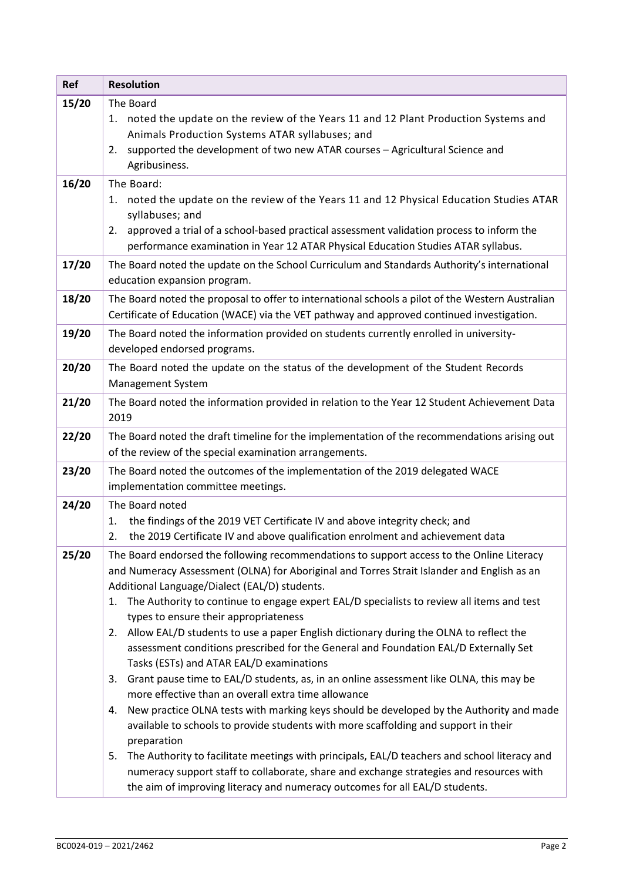| Ref | Resolution |
| --- | --- |
| **15/20** | The Board<br>1. noted the update on the review of the Years 11 and 12 Plant Production Systems and Animals Production Systems ATAR syllabuses; and<br>2. supported the development of two new ATAR courses – Agricultural Science and Agribusiness. |
| **16/20** | The Board:<br>1. noted the update on the review of the Years 11 and 12 Physical Education Studies ATAR syllabuses; and<br>2. approved a trial of a school-based practical assessment validation process to inform the performance examination in Year 12 ATAR Physical Education Studies ATAR syllabus. |
| **17/20** | The Board noted the update on the School Curriculum and Standards Authority's international education expansion program. |
| **18/20** | The Board noted the proposal to offer to international schools a pilot of the Western Australian Certificate of Education (WACE) via the VET pathway and approved continued investigation. |
| **19/20** | The Board noted the information provided on students currently enrolled in university-developed endorsed programs. |
| **20/20** | The Board noted the update on the status of the development of the Student Records Management System |
| **21/20** | The Board noted the information provided in relation to the Year 12 Student Achievement Data 2019 |
| **22/20** | The Board noted the draft timeline for the implementation of the recommendations arising out of the review of the special examination arrangements. |
| **23/20** | The Board noted the outcomes of the implementation of the 2019 delegated WACE implementation committee meetings. |
| **24/20** | The Board noted<br>1. the findings of the 2019 VET Certificate IV and above integrity check; and<br>2. the 2019 Certificate IV and above qualification enrolment and achievement data |
| **25/20** | The Board endorsed the following recommendations to support access to the Online Literacy and Numeracy Assessment (OLNA) for Aboriginal and Torres Strait Islander and English as an Additional Language/Dialect (EAL/D) students.<br>1. The Authority to continue to engage expert EAL/D specialists to review all items and test types to ensure their appropriateness<br>2. Allow EAL/D students to use a paper English dictionary during the OLNA to reflect the assessment conditions prescribed for the General and Foundation EAL/D Externally Set Tasks (ESTs) and ATAR EAL/D examinations<br>3. Grant pause time to EAL/D students, as, in an online assessment like OLNA, this may be more effective than an overall extra time allowance<br>4. New practice OLNA tests with marking keys should be developed by the Authority and made available to schools to provide students with more scaffolding and support in their preparation<br>5. The Authority to facilitate meetings with principals, EAL/D teachers and school literacy and numeracy support staff to collaborate, share and exchange strategies and resources with the aim of improving literacy and numeracy outcomes for all EAL/D students. |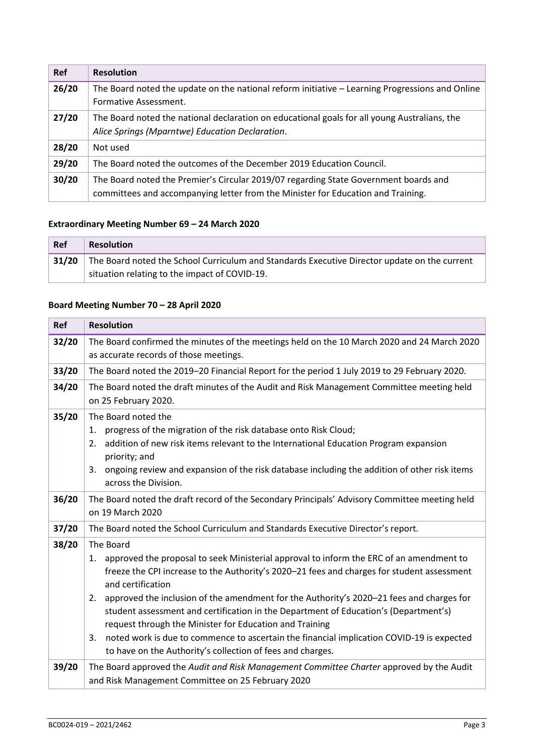| Ref | Resolution |
|---|---|
| **26/20** | The Board noted the update on the national reform initiative – Learning Progressions and Online Formative Assessment. |
| **27/20** | The Board noted the national declaration on educational goals for all young Australians, the *Alice Springs (Mparntwe) Education Declaration*. |
| **28/20** | Not used |
| **29/20** | The Board noted the outcomes of the December 2019 Education Council. |
| **30/20** | The Board noted the Premier's Circular 2019/07 regarding State Government boards and committees and accompanying letter from the Minister for Education and Training. |

### Extraordinary Meeting Number 69 – 24 March 2020

| Ref | Resolution |
|---|---|
| **31/20** | The Board noted the School Curriculum and Standards Executive Director update on the current situation relating to the impact of COVID-19. |

### Board Meeting Number 70 – 28 April 2020

| Ref | Resolution |
|---|---|
| **32/20** | The Board confirmed the minutes of the meetings held on the 10 March 2020 and 24 March 2020 as accurate records of those meetings. |
| **33/20** | The Board noted the 2019–20 Financial Report for the period 1 July 2019 to 29 February 2020. |
| **34/20** | The Board noted the draft minutes of the Audit and Risk Management Committee meeting held on 25 February 2020. |
| **35/20** | The Board noted the<br>1. progress of the migration of the risk database onto Risk Cloud;<br>2. addition of new risk items relevant to the International Education Program expansion priority; and<br>3. ongoing review and expansion of the risk database including the addition of other risk items across the Division. |
| **36/20** | The Board noted the draft record of the Secondary Principals' Advisory Committee meeting held on 19 March 2020 |
| **37/20** | The Board noted the School Curriculum and Standards Executive Director's report. |
| **38/20** | The Board<br>1. approved the proposal to seek Ministerial approval to inform the ERC of an amendment to freeze the CPI increase to the Authority's 2020–21 fees and charges for student assessment and certification<br>2. approved the inclusion of the amendment for the Authority's 2020–21 fees and charges for student assessment and certification in the Department of Education's (Department's) request through the Minister for Education and Training<br>3. noted work is due to commence to ascertain the financial implication COVID-19 is expected to have on the Authority's collection of fees and charges. |
| **39/20** | The Board approved the *Audit and Risk Management Committee Charter* approved by the Audit and Risk Management Committee on 25 February 2020 |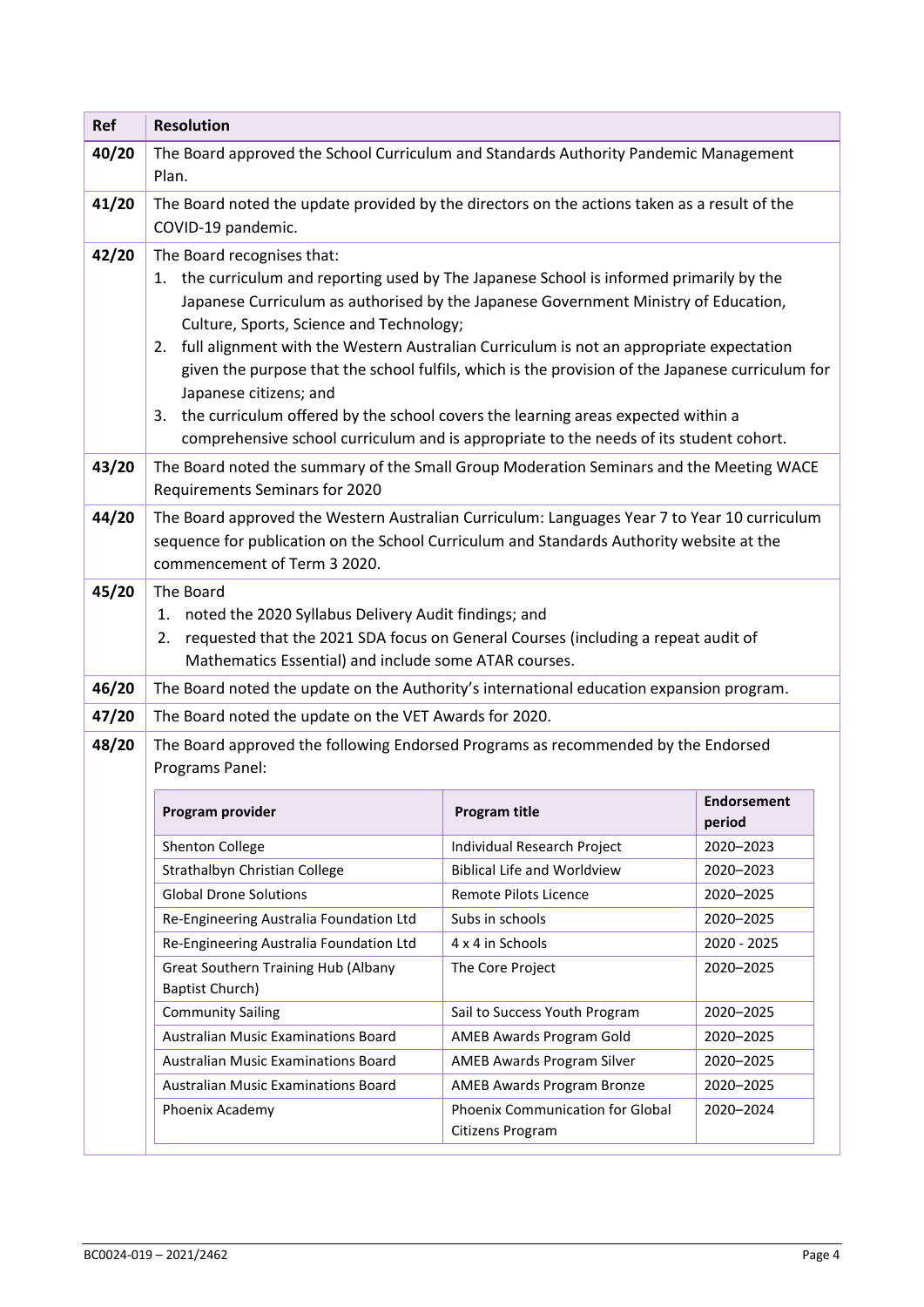| Ref | Resolution |
|---|---|
| 40/20 | The Board approved the School Curriculum and Standards Authority Pandemic Management Plan. |
| 41/20 | The Board noted the update provided by the directors on the actions taken as a result of the COVID-19 pandemic. |
| 42/20 | The Board recognises that:<br>1. the curriculum and reporting used by The Japanese School is informed primarily by the Japanese Curriculum as authorised by the Japanese Government Ministry of Education, Culture, Sports, Science and Technology;<br>2. full alignment with the Western Australian Curriculum is not an appropriate expectation given the purpose that the school fulfils, which is the provision of the Japanese curriculum for Japanese citizens; and<br>3. the curriculum offered by the school covers the learning areas expected within a comprehensive school curriculum and is appropriate to the needs of its student cohort. |
| 43/20 | The Board noted the summary of the Small Group Moderation Seminars and the Meeting WACE Requirements Seminars for 2020 |
| 44/20 | The Board approved the Western Australian Curriculum: Languages Year 7 to Year 10 curriculum sequence for publication on the School Curriculum and Standards Authority website at the commencement of Term 3 2020. |
| 45/20 | The Board<br>1. noted the 2020 Syllabus Delivery Audit findings; and<br>2. requested that the 2021 SDA focus on General Courses (including a repeat audit of Mathematics Essential) and include some ATAR courses. |
| 46/20 | The Board noted the update on the Authority's international education expansion program. |
| 47/20 | The Board noted the update on the VET Awards for 2020. |
| 48/20 | The Board approved the following Endorsed Programs as recommended by the Endorsed Programs Panel: |

| Program provider | Program title | Endorsement period |
|---|---|---|
| Shenton College | Individual Research Project | 2020–2023 |
| Strathalbyn Christian College | Biblical Life and Worldview | 2020–2023 |
| Global Drone Solutions | Remote Pilots Licence | 2020–2025 |
| Re-Engineering Australia Foundation Ltd | Subs in schools | 2020–2025 |
| Re-Engineering Australia Foundation Ltd | 4 x 4 in Schools | 2020 - 2025 |
| Great Southern Training Hub (Albany Baptist Church) | The Core Project | 2020–2025 |
| Community Sailing | Sail to Success Youth Program | 2020–2025 |
| Australian Music Examinations Board | AMEB Awards Program Gold | 2020–2025 |
| Australian Music Examinations Board | AMEB Awards Program Silver | 2020–2025 |
| Australian Music Examinations Board | AMEB Awards Program Bronze | 2020–2025 |
| Phoenix Academy | Phoenix Communication for Global Citizens Program | 2020–2024 |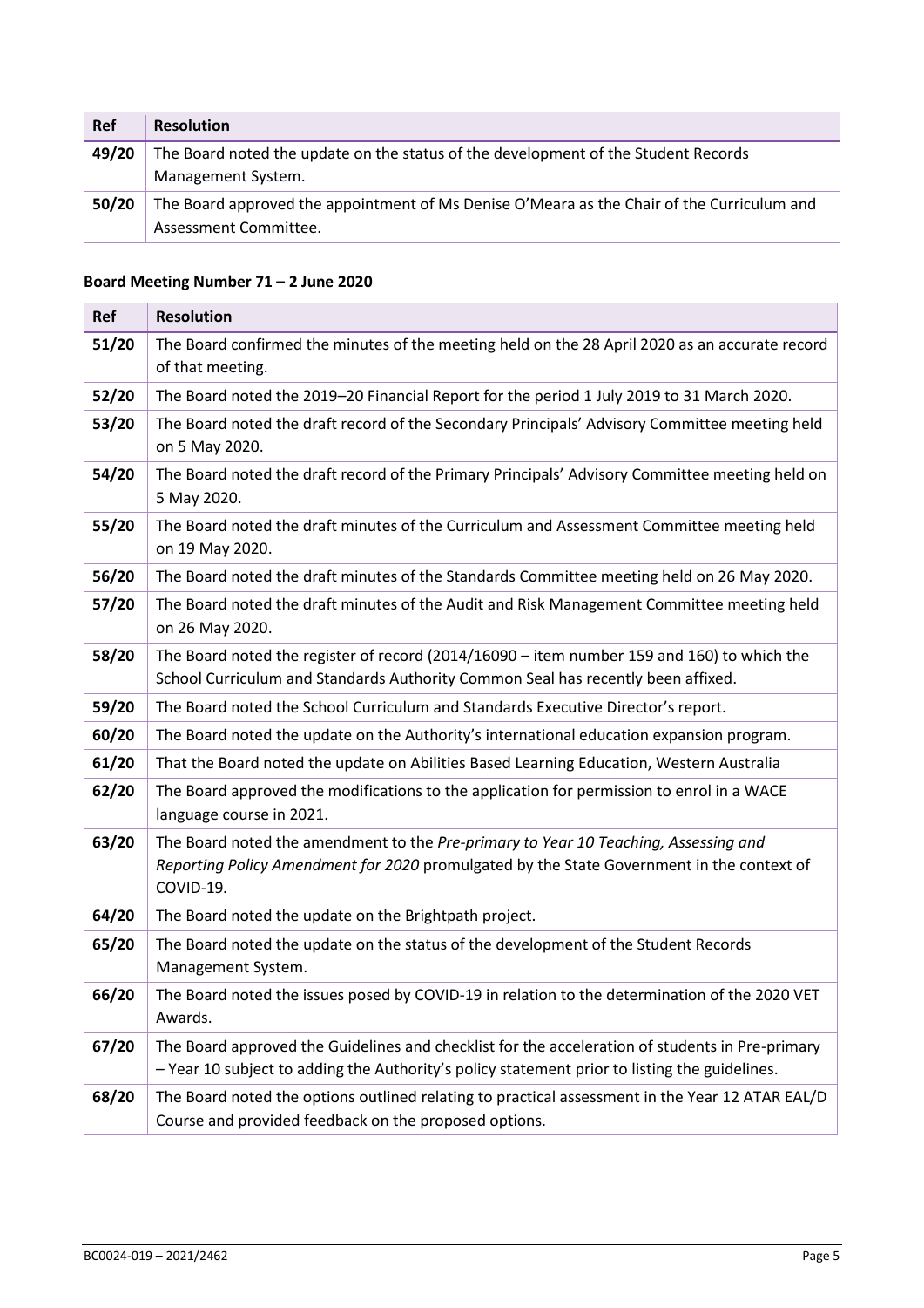| Ref | Resolution |
| --- | --- |
| **49/20** | The Board noted the update on the status of the development of the Student Records Management System. |
| **50/20** | The Board approved the appointment of Ms Denise O'Meara as the Chair of the Curriculum and Assessment Committee. |

**Board Meeting Number 71 – 2 June 2020**

| Ref | Resolution |
| --- | --- |
| **51/20** | The Board confirmed the minutes of the meeting held on the 28 April 2020 as an accurate record of that meeting. |
| **52/20** | The Board noted the 2019–20 Financial Report for the period 1 July 2019 to 31 March 2020. |
| **53/20** | The Board noted the draft record of the Secondary Principals' Advisory Committee meeting held on 5 May 2020. |
| **54/20** | The Board noted the draft record of the Primary Principals' Advisory Committee meeting held on 5 May 2020. |
| **55/20** | The Board noted the draft minutes of the Curriculum and Assessment Committee meeting held on 19 May 2020. |
| **56/20** | The Board noted the draft minutes of the Standards Committee meeting held on 26 May 2020. |
| **57/20** | The Board noted the draft minutes of the Audit and Risk Management Committee meeting held on 26 May 2020. |
| **58/20** | The Board noted the register of record (2014/16090 – item number 159 and 160) to which the School Curriculum and Standards Authority Common Seal has recently been affixed. |
| **59/20** | The Board noted the School Curriculum and Standards Executive Director's report. |
| **60/20** | The Board noted the update on the Authority's international education expansion program. |
| **61/20** | That the Board noted the update on Abilities Based Learning Education, Western Australia |
| **62/20** | The Board approved the modifications to the application for permission to enrol in a WACE language course in 2021. |
| **63/20** | The Board noted the amendment to the *Pre-primary to Year 10 Teaching, Assessing and Reporting Policy Amendment for 2020* promulgated by the State Government in the context of COVID-19. |
| **64/20** | The Board noted the update on the Brightpath project. |
| **65/20** | The Board noted the update on the status of the development of the Student Records Management System. |
| **66/20** | The Board noted the issues posed by COVID-19 in relation to the determination of the 2020 VET Awards. |
| **67/20** | The Board approved the Guidelines and checklist for the acceleration of students in Pre-primary – Year 10 subject to adding the Authority's policy statement prior to listing the guidelines. |
| **68/20** | The Board noted the options outlined relating to practical assessment in the Year 12 ATAR EAL/D Course and provided feedback on the proposed options. |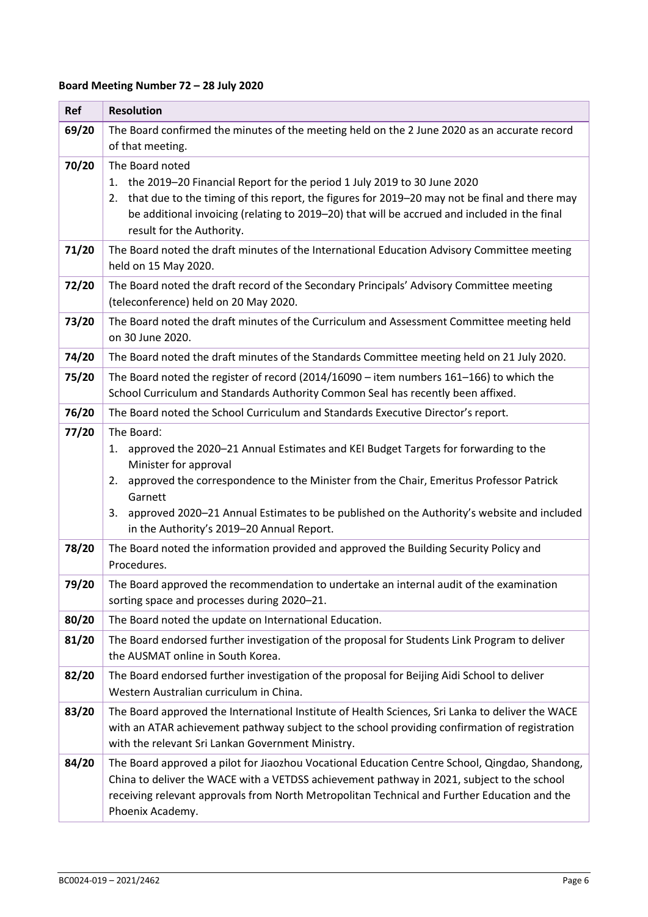**Board Meeting Number 72 – 28 July 2020**

| Ref | Resolution |
|---|---|
| **69/20** | The Board confirmed the minutes of the meeting held on the 2 June 2020 as an accurate record of that meeting. |
| **70/20** | The Board noted<br>1. the 2019–20 Financial Report for the period 1 July 2019 to 30 June 2020<br>2. that due to the timing of this report, the figures for 2019–20 may not be final and there may be additional invoicing (relating to 2019–20) that will be accrued and included in the final result for the Authority. |
| **71/20** | The Board noted the draft minutes of the International Education Advisory Committee meeting held on 15 May 2020. |
| **72/20** | The Board noted the draft record of the Secondary Principals' Advisory Committee meeting (teleconference) held on 20 May 2020. |
| **73/20** | The Board noted the draft minutes of the Curriculum and Assessment Committee meeting held on 30 June 2020. |
| **74/20** | The Board noted the draft minutes of the Standards Committee meeting held on 21 July 2020. |
| **75/20** | The Board noted the register of record (2014/16090 – item numbers 161–166) to which the School Curriculum and Standards Authority Common Seal has recently been affixed. |
| **76/20** | The Board noted the School Curriculum and Standards Executive Director's report. |
| **77/20** | The Board:<br>1. approved the 2020–21 Annual Estimates and KEI Budget Targets for forwarding to the Minister for approval<br>2. approved the correspondence to the Minister from the Chair, Emeritus Professor Patrick Garnett<br>3. approved 2020–21 Annual Estimates to be published on the Authority's website and included in the Authority's 2019–20 Annual Report. |
| **78/20** | The Board noted the information provided and approved the Building Security Policy and Procedures. |
| **79/20** | The Board approved the recommendation to undertake an internal audit of the examination sorting space and processes during 2020–21. |
| **80/20** | The Board noted the update on International Education. |
| **81/20** | The Board endorsed further investigation of the proposal for Students Link Program to deliver the AUSMAT online in South Korea. |
| **82/20** | The Board endorsed further investigation of the proposal for Beijing Aidi School to deliver Western Australian curriculum in China. |
| **83/20** | The Board approved the International Institute of Health Sciences, Sri Lanka to deliver the WACE with an ATAR achievement pathway subject to the school providing confirmation of registration with the relevant Sri Lankan Government Ministry. |
| **84/20** | The Board approved a pilot for Jiaozhou Vocational Education Centre School, Qingdao, Shandong, China to deliver the WACE with a VETDSS achievement pathway in 2021, subject to the school receiving relevant approvals from North Metropolitan Technical and Further Education and the Phoenix Academy. |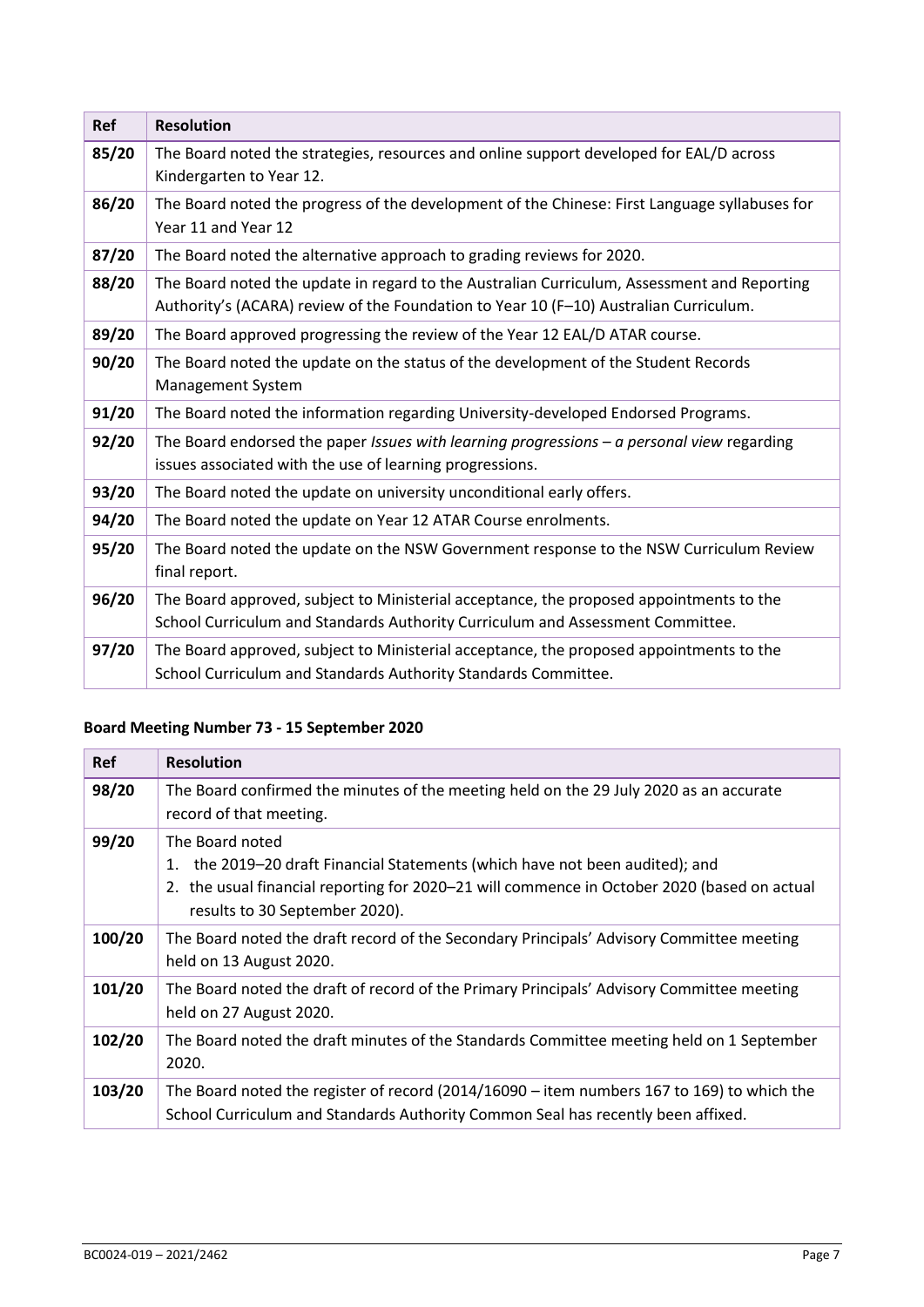| Ref | Resolution |
|---|---|
| 85/20 | The Board noted the strategies, resources and online support developed for EAL/D across Kindergarten to Year 12. |
| 86/20 | The Board noted the progress of the development of the Chinese: First Language syllabuses for Year 11 and Year 12 |
| 87/20 | The Board noted the alternative approach to grading reviews for 2020. |
| 88/20 | The Board noted the update in regard to the Australian Curriculum, Assessment and Reporting Authority's (ACARA) review of the Foundation to Year 10 (F–10) Australian Curriculum. |
| 89/20 | The Board approved progressing the review of the Year 12 EAL/D ATAR course. |
| 90/20 | The Board noted the update on the status of the development of the Student Records Management System |
| 91/20 | The Board noted the information regarding University-developed Endorsed Programs. |
| 92/20 | The Board endorsed the paper *Issues with learning progressions – a personal view* regarding issues associated with the use of learning progressions. |
| 93/20 | The Board noted the update on university unconditional early offers. |
| 94/20 | The Board noted the update on Year 12 ATAR Course enrolments. |
| 95/20 | The Board noted the update on the NSW Government response to the NSW Curriculum Review final report. |
| 96/20 | The Board approved, subject to Ministerial acceptance, the proposed appointments to the School Curriculum and Standards Authority Curriculum and Assessment Committee. |
| 97/20 | The Board approved, subject to Ministerial acceptance, the proposed appointments to the School Curriculum and Standards Authority Standards Committee. |

### Board Meeting Number 73 - 15 September 2020

| Ref | Resolution |
|---|---|
| 98/20 | The Board confirmed the minutes of the meeting held on the 29 July 2020 as an accurate record of that meeting. |
| 99/20 | The Board noted<br>1. the 2019–20 draft Financial Statements (which have not been audited); and<br>2. the usual financial reporting for 2020–21 will commence in October 2020 (based on actual results to 30 September 2020). |
| 100/20 | The Board noted the draft record of the Secondary Principals' Advisory Committee meeting held on 13 August 2020. |
| 101/20 | The Board noted the draft of record of the Primary Principals' Advisory Committee meeting held on 27 August 2020. |
| 102/20 | The Board noted the draft minutes of the Standards Committee meeting held on 1 September 2020. |
| 103/20 | The Board noted the register of record (2014/16090 – item numbers 167 to 169) to which the School Curriculum and Standards Authority Common Seal has recently been affixed. |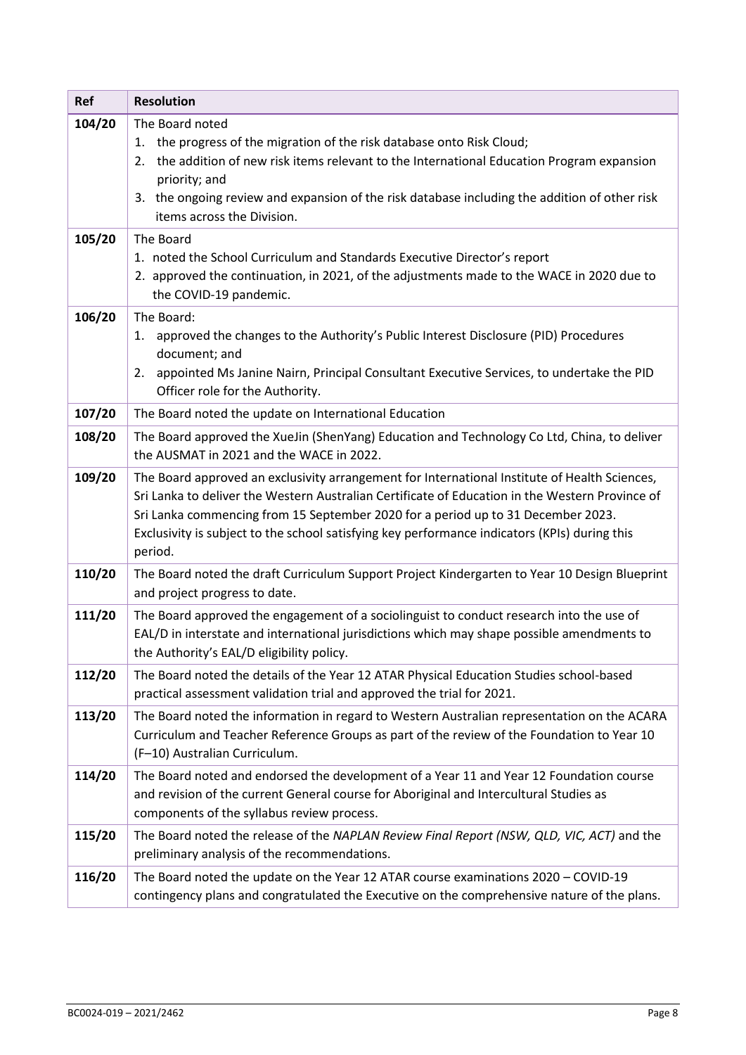| Ref | Resolution |
|---|---|
| **104/20** | The Board noted<br>1. the progress of the migration of the risk database onto Risk Cloud;<br>2. the addition of new risk items relevant to the International Education Program expansion priority; and<br>3. the ongoing review and expansion of the risk database including the addition of other risk items across the Division. |
| **105/20** | The Board<br>1. noted the School Curriculum and Standards Executive Director's report<br>2. approved the continuation, in 2021, of the adjustments made to the WACE in 2020 due to the COVID-19 pandemic. |
| **106/20** | The Board:<br>1. approved the changes to the Authority's Public Interest Disclosure (PID) Procedures document; and<br>2. appointed Ms Janine Nairn, Principal Consultant Executive Services, to undertake the PID Officer role for the Authority. |
| **107/20** | The Board noted the update on International Education |
| **108/20** | The Board approved the XueJin (ShenYang) Education and Technology Co Ltd, China, to deliver the AUSMAT in 2021 and the WACE in 2022. |
| **109/20** | The Board approved an exclusivity arrangement for International Institute of Health Sciences, Sri Lanka to deliver the Western Australian Certificate of Education in the Western Province of Sri Lanka commencing from 15 September 2020 for a period up to 31 December 2023. Exclusivity is subject to the school satisfying key performance indicators (KPIs) during this period. |
| **110/20** | The Board noted the draft Curriculum Support Project Kindergarten to Year 10 Design Blueprint and project progress to date. |
| **111/20** | The Board approved the engagement of a sociolinguist to conduct research into the use of EAL/D in interstate and international jurisdictions which may shape possible amendments to the Authority's EAL/D eligibility policy. |
| **112/20** | The Board noted the details of the Year 12 ATAR Physical Education Studies school-based practical assessment validation trial and approved the trial for 2021. |
| **113/20** | The Board noted the information in regard to Western Australian representation on the ACARA Curriculum and Teacher Reference Groups as part of the review of the Foundation to Year 10 (F–10) Australian Curriculum. |
| **114/20** | The Board noted and endorsed the development of a Year 11 and Year 12 Foundation course and revision of the current General course for Aboriginal and Intercultural Studies as components of the syllabus review process. |
| **115/20** | The Board noted the release of the *NAPLAN Review Final Report (NSW, QLD, VIC, ACT)* and the preliminary analysis of the recommendations. |
| **116/20** | The Board noted the update on the Year 12 ATAR course examinations 2020 – COVID-19 contingency plans and congratulated the Executive on the comprehensive nature of the plans. |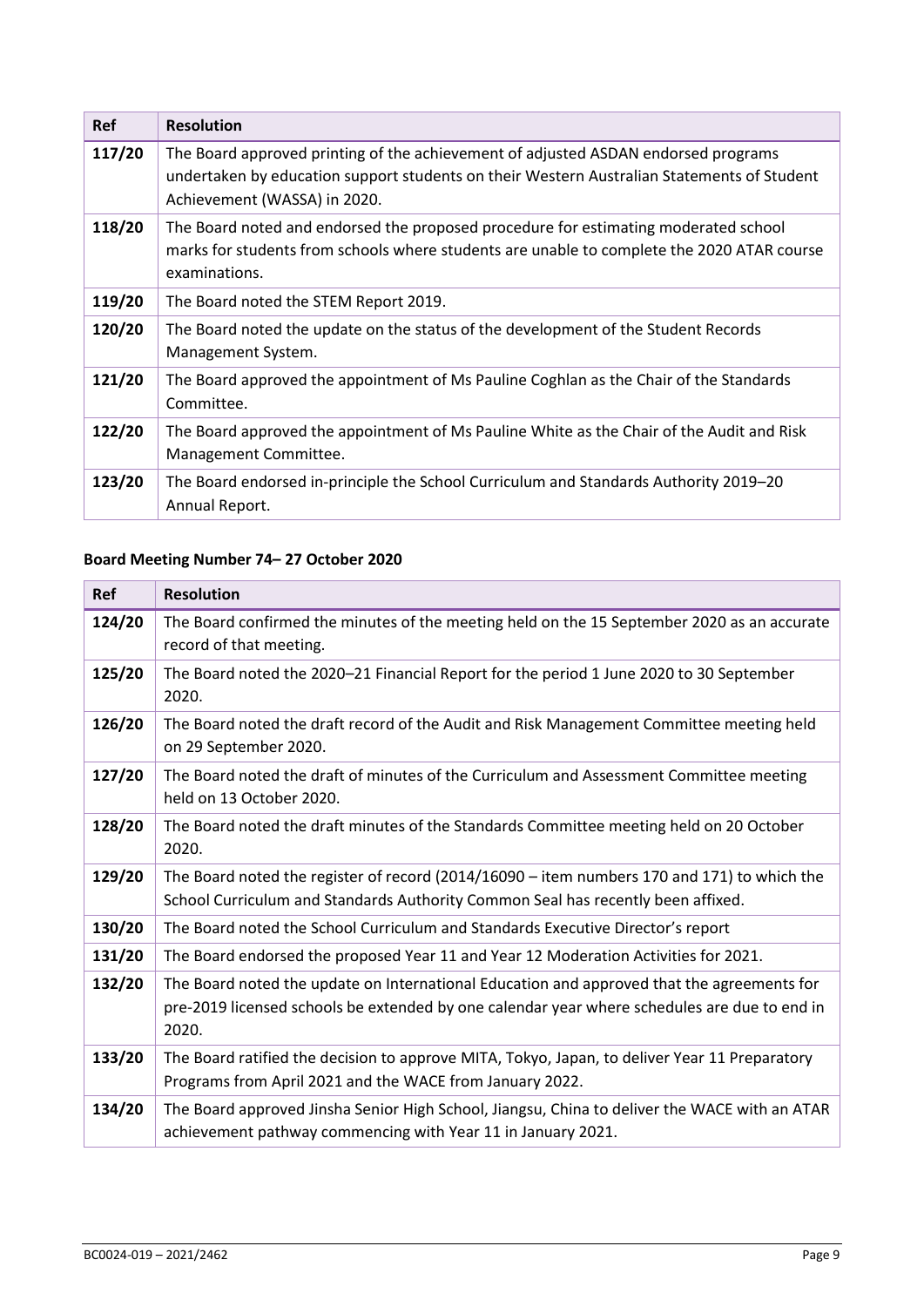| Ref | Resolution |
| --- | --- |
| **117/20** | The Board approved printing of the achievement of adjusted ASDAN endorsed programs undertaken by education support students on their Western Australian Statements of Student Achievement (WASSA) in 2020. |
| **118/20** | The Board noted and endorsed the proposed procedure for estimating moderated school marks for students from schools where students are unable to complete the 2020 ATAR course examinations. |
| **119/20** | The Board noted the STEM Report 2019. |
| **120/20** | The Board noted the update on the status of the development of the Student Records Management System. |
| **121/20** | The Board approved the appointment of Ms Pauline Coghlan as the Chair of the Standards Committee. |
| **122/20** | The Board approved the appointment of Ms Pauline White as the Chair of the Audit and Risk Management Committee. |
| **123/20** | The Board endorsed in-principle the School Curriculum and Standards Authority 2019–20 Annual Report. |

### Board Meeting Number 74– 27 October 2020

| Ref | Resolution |
| --- | --- |
| **124/20** | The Board confirmed the minutes of the meeting held on the 15 September 2020 as an accurate record of that meeting. |
| **125/20** | The Board noted the 2020–21 Financial Report for the period 1 June 2020 to 30 September 2020. |
| **126/20** | The Board noted the draft record of the Audit and Risk Management Committee meeting held on 29 September 2020. |
| **127/20** | The Board noted the draft of minutes of the Curriculum and Assessment Committee meeting held on 13 October 2020. |
| **128/20** | The Board noted the draft minutes of the Standards Committee meeting held on 20 October 2020. |
| **129/20** | The Board noted the register of record (2014/16090 – item numbers 170 and 171) to which the School Curriculum and Standards Authority Common Seal has recently been affixed. |
| **130/20** | The Board noted the School Curriculum and Standards Executive Director's report |
| **131/20** | The Board endorsed the proposed Year 11 and Year 12 Moderation Activities for 2021. |
| **132/20** | The Board noted the update on International Education and approved that the agreements for pre-2019 licensed schools be extended by one calendar year where schedules are due to end in 2020. |
| **133/20** | The Board ratified the decision to approve MITA, Tokyo, Japan, to deliver Year 11 Preparatory Programs from April 2021 and the WACE from January 2022. |
| **134/20** | The Board approved Jinsha Senior High School, Jiangsu, China to deliver the WACE with an ATAR achievement pathway commencing with Year 11 in January 2021. |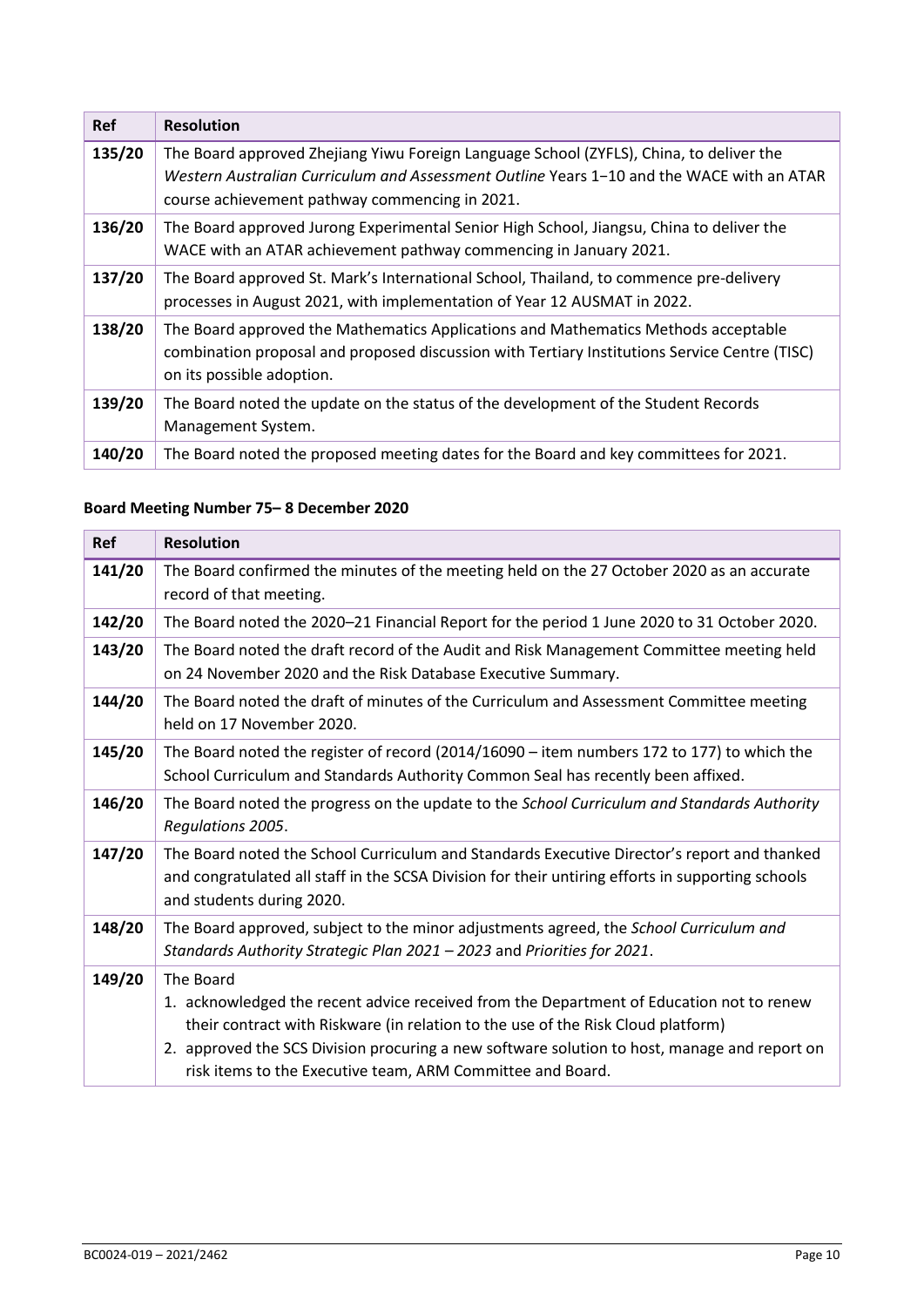| Ref | Resolution |
|---|---|
| **135/20** | The Board approved Zhejiang Yiwu Foreign Language School (ZYFLS), China, to deliver the *Western Australian Curriculum and Assessment Outline* Years 1–10 and the WACE with an ATAR course achievement pathway commencing in 2021. |
| **136/20** | The Board approved Jurong Experimental Senior High School, Jiangsu, China to deliver the WACE with an ATAR achievement pathway commencing in January 2021. |
| **137/20** | The Board approved St. Mark's International School, Thailand, to commence pre-delivery processes in August 2021, with implementation of Year 12 AUSMAT in 2022. |
| **138/20** | The Board approved the Mathematics Applications and Mathematics Methods acceptable combination proposal and proposed discussion with Tertiary Institutions Service Centre (TISC) on its possible adoption. |
| **139/20** | The Board noted the update on the status of the development of the Student Records Management System. |
| **140/20** | The Board noted the proposed meeting dates for the Board and key committees for 2021. |

**Board Meeting Number 75– 8 December 2020**

| Ref | Resolution |
|---|---|
| **141/20** | The Board confirmed the minutes of the meeting held on the 27 October 2020 as an accurate record of that meeting. |
| **142/20** | The Board noted the 2020–21 Financial Report for the period 1 June 2020 to 31 October 2020. |
| **143/20** | The Board noted the draft record of the Audit and Risk Management Committee meeting held on 24 November 2020 and the Risk Database Executive Summary. |
| **144/20** | The Board noted the draft of minutes of the Curriculum and Assessment Committee meeting held on 17 November 2020. |
| **145/20** | The Board noted the register of record (2014/16090 – item numbers 172 to 177) to which the School Curriculum and Standards Authority Common Seal has recently been affixed. |
| **146/20** | The Board noted the progress on the update to the *School Curriculum and Standards Authority Regulations 2005*. |
| **147/20** | The Board noted the School Curriculum and Standards Executive Director's report and thanked and congratulated all staff in the SCSA Division for their untiring efforts in supporting schools and students during 2020. |
| **148/20** | The Board approved, subject to the minor adjustments agreed, the *School Curriculum and Standards Authority Strategic Plan 2021 – 2023* and *Priorities for 2021*. |
| **149/20** | The Board<br>1. acknowledged the recent advice received from the Department of Education not to renew their contract with Riskware (in relation to the use of the Risk Cloud platform)<br>2. approved the SCS Division procuring a new software solution to host, manage and report on risk items to the Executive team, ARM Committee and Board. |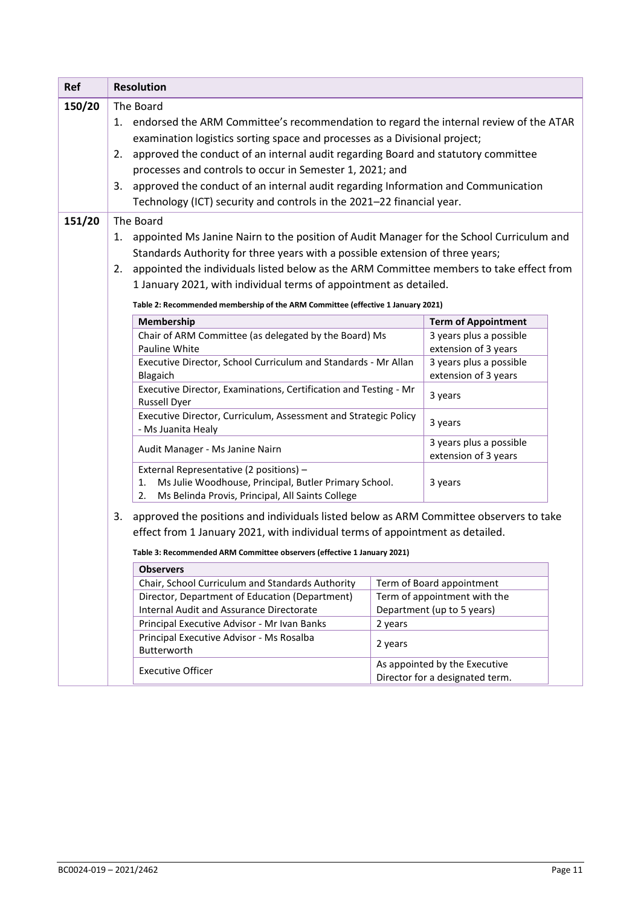| Ref | Resolution |
| --- | --- |
| 150/20 | The Board<br>1. endorsed the ARM Committee's recommendation to regard the internal review of the ATAR examination logistics sorting space and processes as a Divisional project;<br>2. approved the conduct of an internal audit regarding Board and statutory committee processes and controls to occur in Semester 1, 2021; and<br>3. approved the conduct of an internal audit regarding Information and Communication Technology (ICT) security and controls in the 2021–22 financial year. |
| 151/20 | The Board<br>1. appointed Ms Janine Nairn to the position of Audit Manager for the School Curriculum and Standards Authority for three years with a possible extension of three years;<br>2. appointed the individuals listed below as the ARM Committee members to take effect from 1 January 2021, with individual terms of appointment as detailed. |

**Table 2: Recommended membership of the ARM Committee (effective 1 January 2021)**

| Membership | Term of Appointment |
| --- | --- |
| Chair of ARM Committee (as delegated by the Board) Ms Pauline White | 3 years plus a possible extension of 3 years |
| Executive Director, School Curriculum and Standards - Mr Allan Blagaich | 3 years plus a possible extension of 3 years |
| Executive Director, Examinations, Certification and Testing - Mr Russell Dyer | 3 years |
| Executive Director, Curriculum, Assessment and Strategic Policy - Ms Juanita Healy | 3 years |
| Audit Manager - Ms Janine Nairn | 3 years plus a possible extension of 3 years |
| External Representative (2 positions) –<br>1. Ms Julie Woodhouse, Principal, Butler Primary School.<br>2. Ms Belinda Provis, Principal, All Saints College | 3 years |

3. approved the positions and individuals listed below as ARM Committee observers to take effect from 1 January 2021, with individual terms of appointment as detailed.

**Table 3: Recommended ARM Committee observers (effective 1 January 2021)**

| Observers | |
| --- | --- |
| Chair, School Curriculum and Standards Authority | Term of Board appointment |
| Director, Department of Education (Department) Internal Audit and Assurance Directorate | Term of appointment with the Department (up to 5 years) |
| Principal Executive Advisor - Mr Ivan Banks | 2 years |
| Principal Executive Advisor - Ms Rosalba Butterworth | 2 years |
| Executive Officer | As appointed by the Executive Director for a designated term. |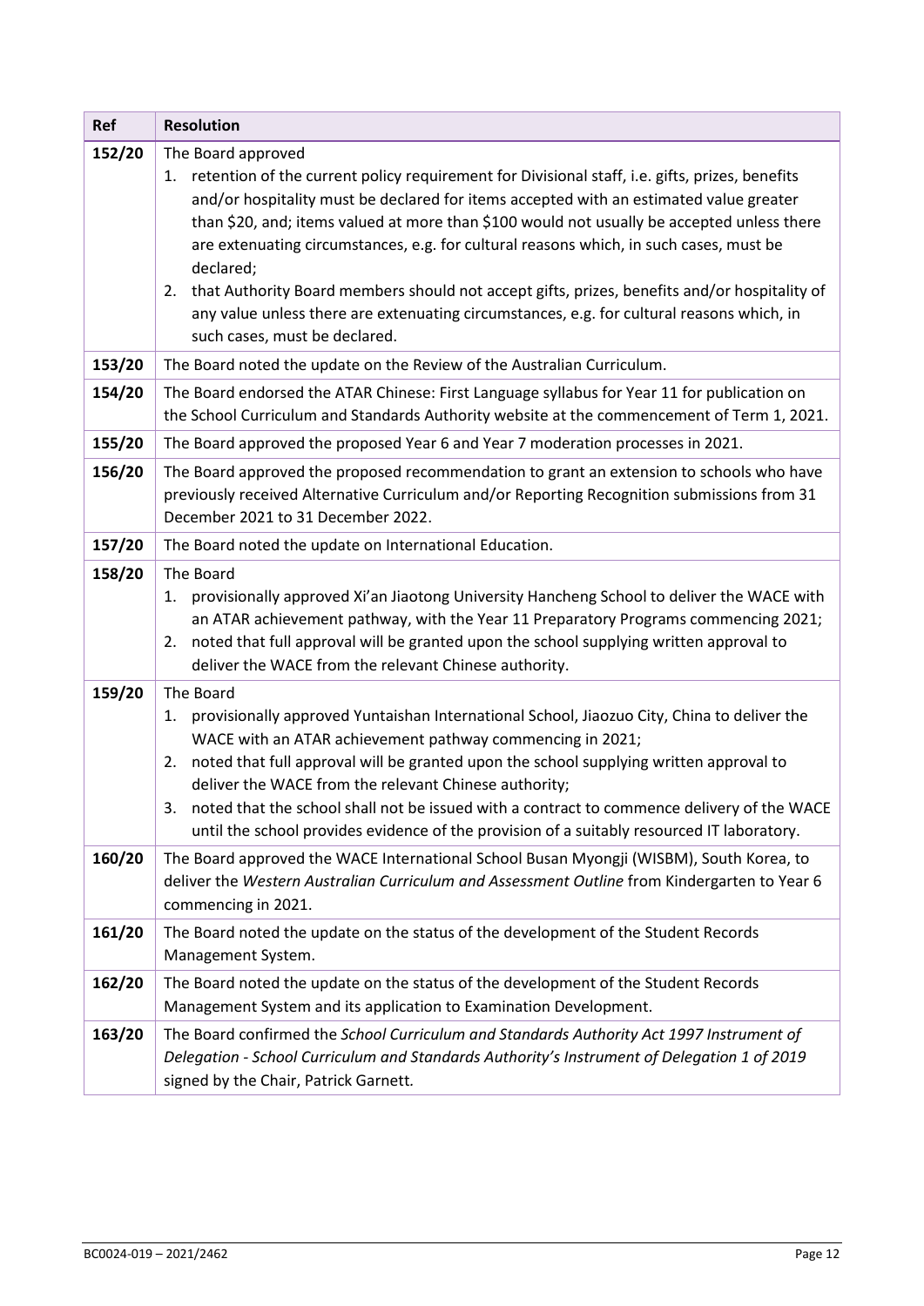| Ref | Resolution |
|---|---|
| 152/20 | The Board approved<br>1. retention of the current policy requirement for Divisional staff, i.e. gifts, prizes, benefits and/or hospitality must be declared for items accepted with an estimated value greater than $20, and; items valued at more than $100 would not usually be accepted unless there are extenuating circumstances, e.g. for cultural reasons which, in such cases, must be declared;<br>2. that Authority Board members should not accept gifts, prizes, benefits and/or hospitality of any value unless there are extenuating circumstances, e.g. for cultural reasons which, in such cases, must be declared. |
| 153/20 | The Board noted the update on the Review of the Australian Curriculum. |
| 154/20 | The Board endorsed the ATAR Chinese: First Language syllabus for Year 11 for publication on the School Curriculum and Standards Authority website at the commencement of Term 1, 2021. |
| 155/20 | The Board approved the proposed Year 6 and Year 7 moderation processes in 2021. |
| 156/20 | The Board approved the proposed recommendation to grant an extension to schools who have previously received Alternative Curriculum and/or Reporting Recognition submissions from 31 December 2021 to 31 December 2022. |
| 157/20 | The Board noted the update on International Education. |
| 158/20 | The Board<br>1. provisionally approved Xi'an Jiaotong University Hancheng School to deliver the WACE with an ATAR achievement pathway, with the Year 11 Preparatory Programs commencing 2021;<br>2. noted that full approval will be granted upon the school supplying written approval to deliver the WACE from the relevant Chinese authority. |
| 159/20 | The Board<br>1. provisionally approved Yuntaishan International School, Jiaozuo City, China to deliver the WACE with an ATAR achievement pathway commencing in 2021;<br>2. noted that full approval will be granted upon the school supplying written approval to deliver the WACE from the relevant Chinese authority;<br>3. noted that the school shall not be issued with a contract to commence delivery of the WACE until the school provides evidence of the provision of a suitably resourced IT laboratory. |
| 160/20 | The Board approved the WACE International School Busan Myongji (WISBM), South Korea, to deliver the *Western Australian Curriculum and Assessment Outline* from Kindergarten to Year 6 commencing in 2021. |
| 161/20 | The Board noted the update on the status of the development of the Student Records Management System. |
| 162/20 | The Board noted the update on the status of the development of the Student Records Management System and its application to Examination Development. |
| 163/20 | The Board confirmed the *School Curriculum and Standards Authority Act 1997 Instrument of Delegation - School Curriculum and Standards Authority's Instrument of Delegation 1 of 2019* signed by the Chair, Patrick Garnett. |